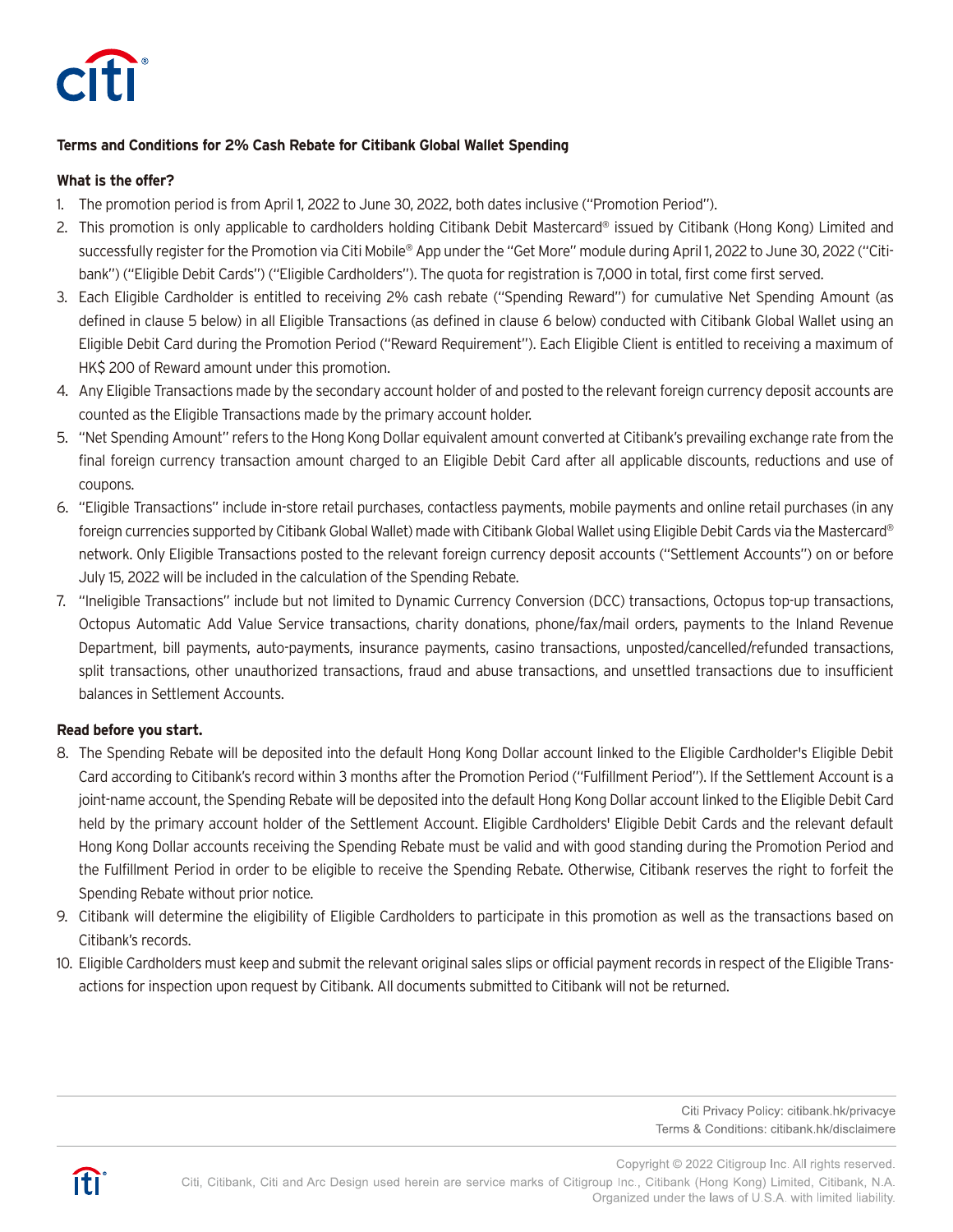**Terms and Conditions for 2% Cash Rebate for Citibank Global Wallet Spending**

**What is the offer?**

1. The promotion period is from April 1, 2022 to June 30, 2022, both dates inclusive ("Promotion Period").
2. This promotion is only applicable to cardholders holding Citibank Debit Mastercard® issued by Citibank (Hong Kong) Limited and successfully register for the Promotion via Citi Mobile® App under the "Get More" module during April 1, 2022 to June 30, 2022 ("Citibank") ("Eligible Debit Cards") ("Eligible Cardholders"). The quota for registration is 7,000 in total, first come first served.
3. Each Eligible Cardholder is entitled to receiving 2% cash rebate ("Spending Reward") for cumulative Net Spending Amount (as defined in clause 5 below) in all Eligible Transactions (as defined in clause 6 below) conducted with Citibank Global Wallet using an Eligible Debit Card during the Promotion Period ("Reward Requirement"). Each Eligible Client is entitled to receiving a maximum of HK$ 200 of Reward amount under this promotion.
4. Any Eligible Transactions made by the secondary account holder of and posted to the relevant foreign currency deposit accounts are counted as the Eligible Transactions made by the primary account holder.
5. "Net Spending Amount" refers to the Hong Kong Dollar equivalent amount converted at Citibank's prevailing exchange rate from the final foreign currency transaction amount charged to an Eligible Debit Card after all applicable discounts, reductions and use of coupons.
6. "Eligible Transactions" include in-store retail purchases, contactless payments, mobile payments and online retail purchases (in any foreign currencies supported by Citibank Global Wallet) made with Citibank Global Wallet using Eligible Debit Cards via the Mastercard® network. Only Eligible Transactions posted to the relevant foreign currency deposit accounts ("Settlement Accounts") on or before July 15, 2022 will be included in the calculation of the Spending Rebate.
7. "Ineligible Transactions" include but not limited to Dynamic Currency Conversion (DCC) transactions, Octopus top-up transactions, Octopus Automatic Add Value Service transactions, charity donations, phone/fax/mail orders, payments to the Inland Revenue Department, bill payments, auto-payments, insurance payments, casino transactions, unposted/cancelled/refunded transactions, split transactions, other unauthorized transactions, fraud and abuse transactions, and unsettled transactions due to insufficient balances in Settlement Accounts.

**Read before you start.**

8. The Spending Rebate will be deposited into the default Hong Kong Dollar account linked to the Eligible Cardholder's Eligible Debit Card according to Citibank's record within 3 months after the Promotion Period ("Fulfillment Period"). If the Settlement Account is a joint-name account, the Spending Rebate will be deposited into the default Hong Kong Dollar account linked to the Eligible Debit Card held by the primary account holder of the Settlement Account. Eligible Cardholders' Eligible Debit Cards and the relevant default Hong Kong Dollar accounts receiving the Spending Rebate must be valid and with good standing during the Promotion Period and the Fulfillment Period in order to be eligible to receive the Spending Rebate. Otherwise, Citibank reserves the right to forfeit the Spending Rebate without prior notice.
9. Citibank will determine the eligibility of Eligible Cardholders to participate in this promotion as well as the transactions based on Citibank's records.
10. Eligible Cardholders must keep and submit the relevant original sales slips or official payment records in respect of the Eligible Transactions for inspection upon request by Citibank. All documents submitted to Citibank will not be returned.

Citi Privacy Policy: citibank.hk/privacye
Terms & Conditions: citibank.hk/disclaimere

Copyright © 2022 Citigroup Inc. All rights reserved.
Citi, Citibank, Citi and Arc Design used herein are service marks of Citigroup Inc., Citibank (Hong Kong) Limited, Citibank, N.A. Organized under the laws of U.S.A. with limited liability.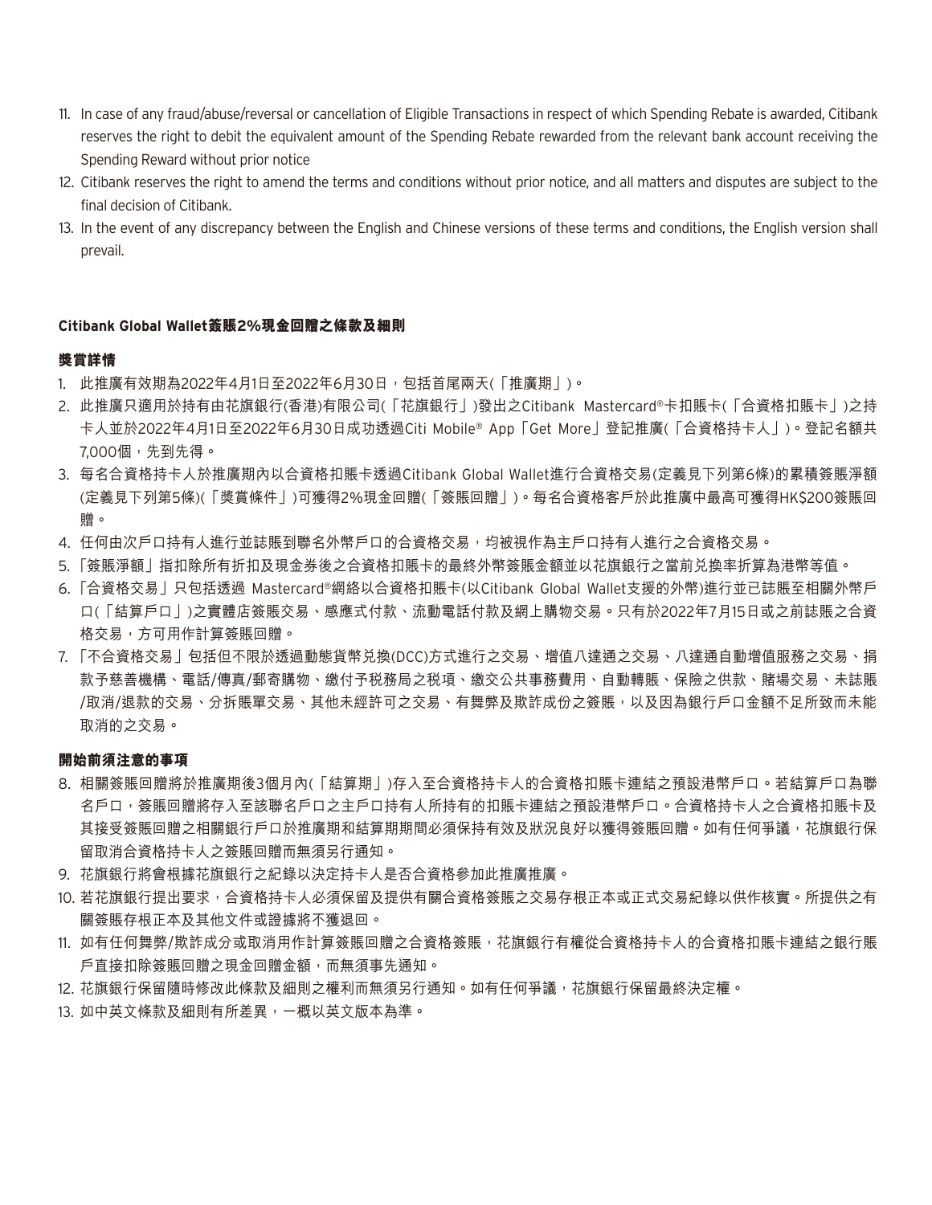11. In case of any fraud/abuse/reversal or cancellation of Eligible Transactions in respect of which Spending Rebate is awarded, Citibank reserves the right to debit the equivalent amount of the Spending Rebate rewarded from the relevant bank account receiving the Spending Reward without prior notice
12. Citibank reserves the right to amend the terms and conditions without prior notice, and all matters and disputes are subject to the final decision of Citibank.
13. In the event of any discrepancy between the English and Chinese versions of these terms and conditions, the English version shall prevail.

**Citibank Global Wallet簽賬2%現金回贈之條款及細則**

**獎賞詳情**

1. 此推廣有效期為2022年4月1日至2022年6月30日，包括首尾兩天(「推廣期」)。
2. 此推廣只適用於持有由花旗銀行(香港)有限公司(「花旗銀行」)發出之Citibank Mastercard®卡扣賬卡(「合資格扣賬卡」)之持卡人並於2022年4月1日至2022年6月30日成功透過Citi Mobile® App「Get More」登記推廣(「合資格持卡人」)。登記名額共7,000個，先到先得。
3. 每名合資格持卡人於推廣期內以合資格扣賬卡透過Citibank Global Wallet進行合資格交易(定義見下列第6條)的累積簽賬淨額(定義見下列第5條)(「獎賞條件」)可獲得2%現金回贈(「簽賬回贈」)。每名合資格客戶於此推廣中最高可獲得HK$200簽賬回贈。
4. 任何由次戶口持有人進行並誌賬到聯名外幣戶口的合資格交易，均被視作為主戶口持有人進行之合資格交易。
5. 「簽賬淨額」指扣除所有折扣及現金券後之合資格扣賬卡的最終外幣簽賬金額並以花旗銀行之當前兑換率折算為港幣等值。
6. 「合資格交易」只包括透過 Mastercard®網絡以合資格扣賬卡(以Citibank Global Wallet支援的外幣)進行並已誌賬至相關外幣戶口(「結算戶口」)之實體店簽賬交易、感應式付款、流動電話付款及網上購物交易。只有於2022年7月15日或之前誌賬之合資格交易，方可用作計算簽賬回贈。
7. 「不合資格交易」包括但不限於透過動態貨幣兑換(DCC)方式進行之交易、增值八達通之交易、八達通自動增值服務之交易、捐款予慈善機構、電話/傳真/郵寄購物、繳付予稅務局之稅項、繳交公共事務費用、自動轉賬、保險之供款、賭場交易、未誌賬/取消/退款的交易、分拆賬單交易、其他未經許可之交易、有舞弊及欺詐成份之簽賬，以及因為銀行戶口金額不足所致而未能取消的之交易。

**開始前須注意的事項**

8. 相關簽賬回贈將於推廣期後3個月內(「結算期」)存入至合資格持卡人的合資格扣賬卡連結之預設港幣戶口。若結算戶口為聯名戶口，簽賬回贈將存入至該聯名戶口之主戶口持有人所持有的扣賬卡連結之預設港幣戶口。合資格持卡人之合資格扣賬卡及其接受簽賬回贈之相關銀行戶口於推廣期和結算期期間必須保持有效及狀況良好以獲得簽賬回贈。如有任何爭議，花旗銀行保留取消合資格持卡人之簽賬回贈而無須另行通知。
9. 花旗銀行將會根據花旗銀行之紀錄以決定持卡人是否合資格參加此推廣推廣。
10. 若花旗銀行提出要求，合資格持卡人必須保留及提供有關合資格簽賬之交易存根正本或正式交易紀錄以供作核實。所提供之有關簽賬存根正本及其他文件或證據將不獲退回。
11. 如有任何舞弊/欺詐成分或取消用作計算簽賬回贈之合資格簽賬，花旗銀行有權從合資格持卡人的合資格扣賬卡連結之銀行賬戶直接扣除簽賬回贈之現金回贈金額，而無須事先通知。
12. 花旗銀行保留隨時修改此條款及細則之權利而無須另行通知。如有任何爭議，花旗銀行保留最終決定權。
13. 如中英文條款及細則有所差異，一概以英文版本為準。